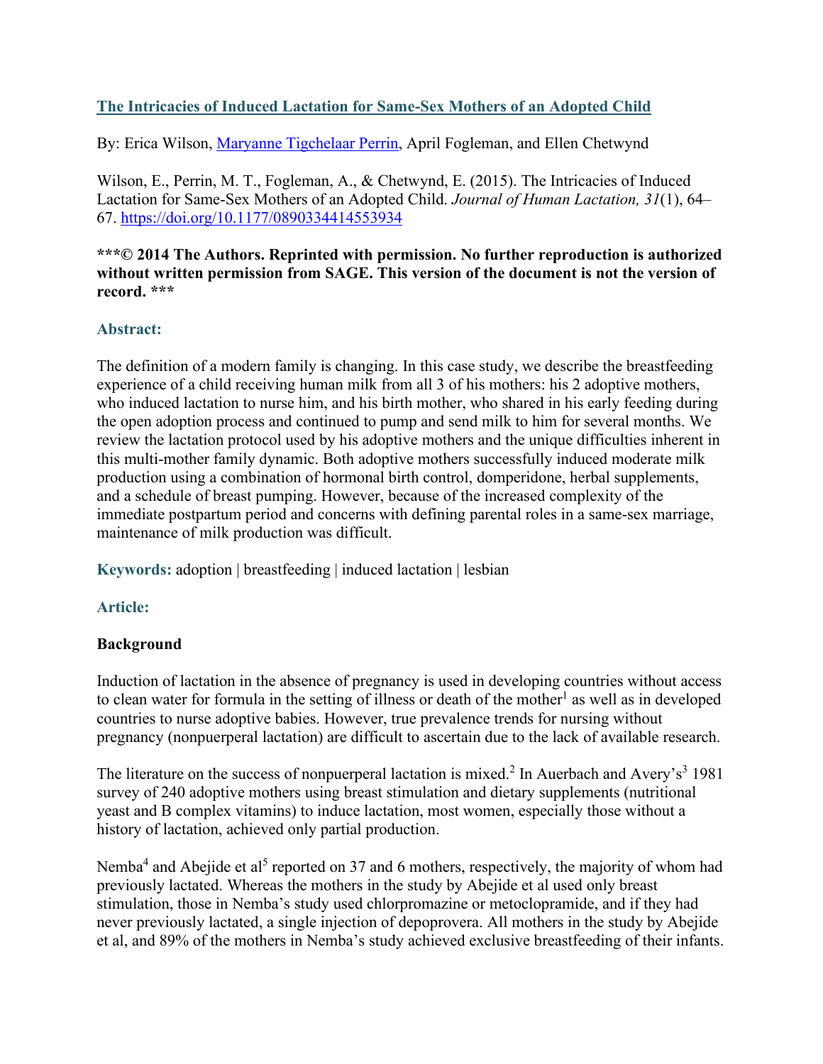# [The Intricacies of Induced Lactation for Same-Sex Mothers of an Adopted Child](#)

By: Erica Wilson, [Maryanne Tigchelaar Perrin](#), April Fogleman, and Ellen Chetwynd

Wilson, E., Perrin, M. T., Fogleman, A., & Chetwynd, E. (2015). The Intricacies of Induced Lactation for Same-Sex Mothers of an Adopted Child. *Journal of Human Lactation, 31*(1), 64–67. https://doi.org/10.1177/0890334414553934

**\*\*\*© 2014 The Authors. Reprinted with permission. No further reproduction is authorized without written permission from SAGE. This version of the document is not the version of record. \*\*\***

## Abstract:

The definition of a modern family is changing. In this case study, we describe the breastfeeding experience of a child receiving human milk from all 3 of his mothers: his 2 adoptive mothers, who induced lactation to nurse him, and his birth mother, who shared in his early feeding during the open adoption process and continued to pump and send milk to him for several months. We review the lactation protocol used by his adoptive mothers and the unique difficulties inherent in this multi-mother family dynamic. Both adoptive mothers successfully induced moderate milk production using a combination of hormonal birth control, domperidone, herbal supplements, and a schedule of breast pumping. However, because of the increased complexity of the immediate postpartum period and concerns with defining parental roles in a same-sex marriage, maintenance of milk production was difficult.

**Keywords:** adoption | breastfeeding | induced lactation | lesbian

## Article:

### Background

Induction of lactation in the absence of pregnancy is used in developing countries without access to clean water for formula in the setting of illness or death of the mother[1] as well as in developed countries to nurse adoptive babies. However, true prevalence trends for nursing without pregnancy (nonpuerperal lactation) are difficult to ascertain due to the lack of available research.

The literature on the success of nonpuerperal lactation is mixed.[2] In Auerbach and Avery's[3] 1981 survey of 240 adoptive mothers using breast stimulation and dietary supplements (nutritional yeast and B complex vitamins) to induce lactation, most women, especially those without a history of lactation, achieved only partial production.

Nemba[4] and Abejide et al[5] reported on 37 and 6 mothers, respectively, the majority of whom had previously lactated. Whereas the mothers in the study by Abejide et al used only breast stimulation, those in Nemba's study used chlorpromazine or metoclopramide, and if they had never previously lactated, a single injection of depoprovera. All mothers in the study by Abejide et al, and 89% of the mothers in Nemba's study achieved exclusive breastfeeding of their infants.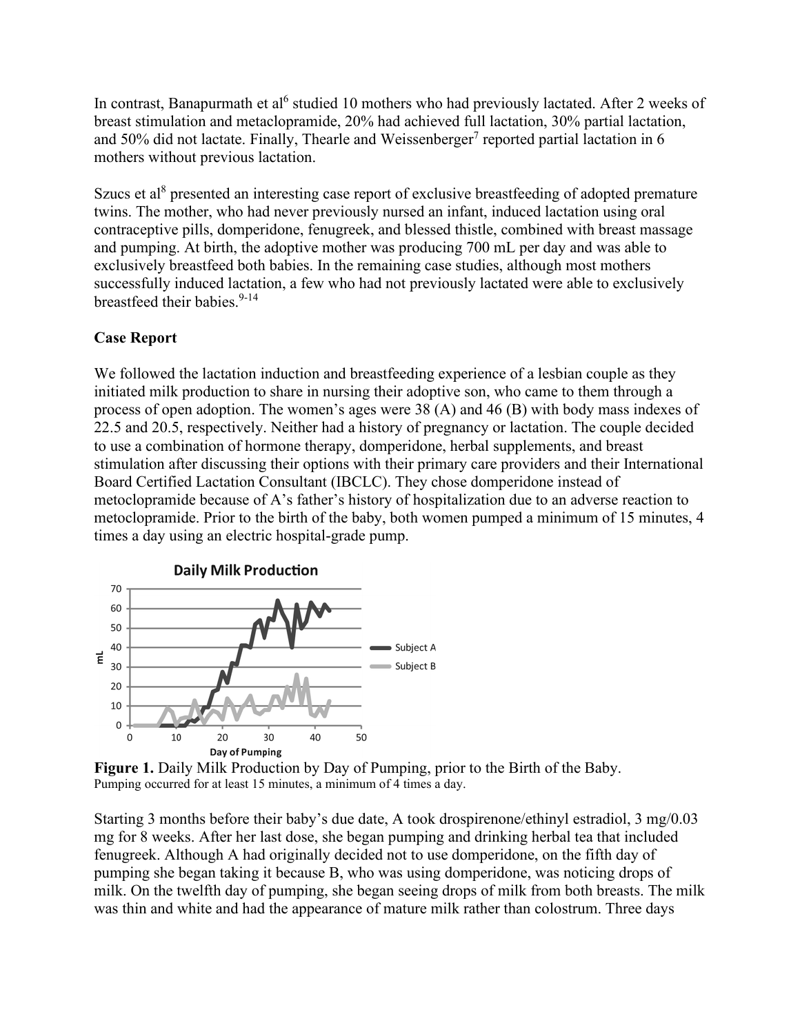In contrast, Banapurmath et al[6] studied 10 mothers who had previously lactated. After 2 weeks of breast stimulation and metaclopramide, 20% had achieved full lactation, 30% partial lactation, and 50% did not lactate. Finally, Thearle and Weissenberger[7] reported partial lactation in 6 mothers without previous lactation.

Szucs et al[8] presented an interesting case report of exclusive breastfeeding of adopted premature twins. The mother, who had never previously nursed an infant, induced lactation using oral contraceptive pills, domperidone, fenugreek, and blessed thistle, combined with breast massage and pumping. At birth, the adoptive mother was producing 700 mL per day and was able to exclusively breastfeed both babies. In the remaining case studies, although most mothers successfully induced lactation, a few who had not previously lactated were able to exclusively breastfeed their babies.[9-14]

**Case Report**

We followed the lactation induction and breastfeeding experience of a lesbian couple as they initiated milk production to share in nursing their adoptive son, who came to them through a process of open adoption. The women's ages were 38 (A) and 46 (B) with body mass indexes of 22.5 and 20.5, respectively. Neither had a history of pregnancy or lactation. The couple decided to use a combination of hormone therapy, domperidone, herbal supplements, and breast stimulation after discussing their options with their primary care providers and their International Board Certified Lactation Consultant (IBCLC). They chose domperidone instead of metoclopramide because of A's father's history of hospitalization due to an adverse reaction to metoclopramide. Prior to the birth of the baby, both women pumped a minimum of 15 minutes, 4 times a day using an electric hospital-grade pump.

**Figure 1.** Daily Milk Production by Day of Pumping, prior to the Birth of the Baby.
Pumping occurred for at least 15 minutes, a minimum of 4 times a day.

Starting 3 months before their baby's due date, A took drospirenone/ethinyl estradiol, 3 mg/0.03 mg for 8 weeks. After her last dose, she began pumping and drinking herbal tea that included fenugreek. Although A had originally decided not to use domperidone, on the fifth day of pumping she began taking it because B, who was using domperidone, was noticing drops of milk. On the twelfth day of pumping, she began seeing drops of milk from both breasts. The milk was thin and white and had the appearance of mature milk rather than colostrum. Three days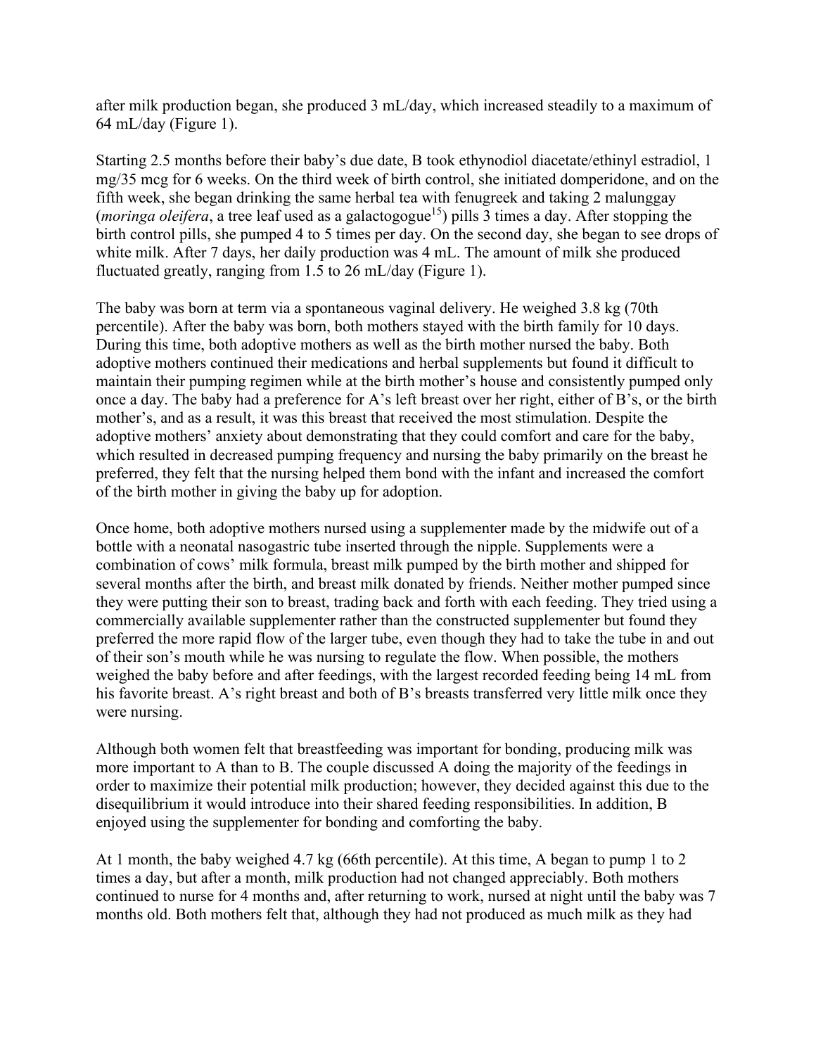after milk production began, she produced 3 mL/day, which increased steadily to a maximum of 64 mL/day (Figure 1).

Starting 2.5 months before their baby's due date, B took ethynodiol diacetate/ethinyl estradiol, 1 mg/35 mcg for 6 weeks. On the third week of birth control, she initiated domperidone, and on the fifth week, she began drinking the same herbal tea with fenugreek and taking 2 malunggay (*moringa oleifera*, a tree leaf used as a galactogogue[15]) pills 3 times a day. After stopping the birth control pills, she pumped 4 to 5 times per day. On the second day, she began to see drops of white milk. After 7 days, her daily production was 4 mL. The amount of milk she produced fluctuated greatly, ranging from 1.5 to 26 mL/day (Figure 1).

The baby was born at term via a spontaneous vaginal delivery. He weighed 3.8 kg (70th percentile). After the baby was born, both mothers stayed with the birth family for 10 days. During this time, both adoptive mothers as well as the birth mother nursed the baby. Both adoptive mothers continued their medications and herbal supplements but found it difficult to maintain their pumping regimen while at the birth mother's house and consistently pumped only once a day. The baby had a preference for A's left breast over her right, either of B's, or the birth mother's, and as a result, it was this breast that received the most stimulation. Despite the adoptive mothers' anxiety about demonstrating that they could comfort and care for the baby, which resulted in decreased pumping frequency and nursing the baby primarily on the breast he preferred, they felt that the nursing helped them bond with the infant and increased the comfort of the birth mother in giving the baby up for adoption.

Once home, both adoptive mothers nursed using a supplementer made by the midwife out of a bottle with a neonatal nasogastric tube inserted through the nipple. Supplements were a combination of cows' milk formula, breast milk pumped by the birth mother and shipped for several months after the birth, and breast milk donated by friends. Neither mother pumped since they were putting their son to breast, trading back and forth with each feeding. They tried using a commercially available supplementer rather than the constructed supplementer but found they preferred the more rapid flow of the larger tube, even though they had to take the tube in and out of their son's mouth while he was nursing to regulate the flow. When possible, the mothers weighed the baby before and after feedings, with the largest recorded feeding being 14 mL from his favorite breast. A's right breast and both of B's breasts transferred very little milk once they were nursing.

Although both women felt that breastfeeding was important for bonding, producing milk was more important to A than to B. The couple discussed A doing the majority of the feedings in order to maximize their potential milk production; however, they decided against this due to the disequilibrium it would introduce into their shared feeding responsibilities. In addition, B enjoyed using the supplementer for bonding and comforting the baby.

At 1 month, the baby weighed 4.7 kg (66th percentile). At this time, A began to pump 1 to 2 times a day, but after a month, milk production had not changed appreciably. Both mothers continued to nurse for 4 months and, after returning to work, nursed at night until the baby was 7 months old. Both mothers felt that, although they had not produced as much milk as they had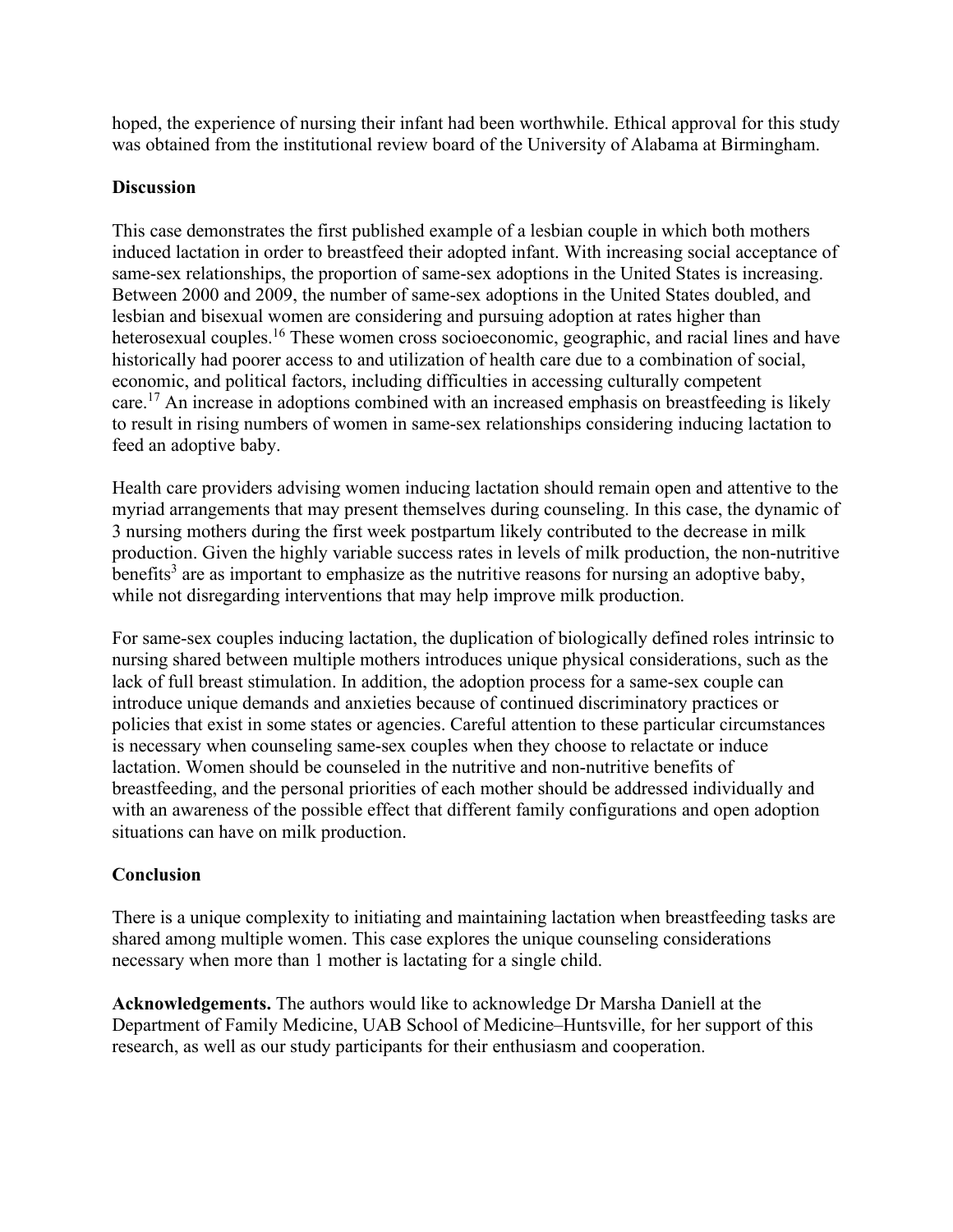hoped, the experience of nursing their infant had been worthwhile. Ethical approval for this study was obtained from the institutional review board of the University of Alabama at Birmingham.

## Discussion

This case demonstrates the first published example of a lesbian couple in which both mothers induced lactation in order to breastfeed their adopted infant. With increasing social acceptance of same-sex relationships, the proportion of same-sex adoptions in the United States is increasing. Between 2000 and 2009, the number of same-sex adoptions in the United States doubled, and lesbian and bisexual women are considering and pursuing adoption at rates higher than heterosexual couples.[16] These women cross socioeconomic, geographic, and racial lines and have historically had poorer access to and utilization of health care due to a combination of social, economic, and political factors, including difficulties in accessing culturally competent care.[17] An increase in adoptions combined with an increased emphasis on breastfeeding is likely to result in rising numbers of women in same-sex relationships considering inducing lactation to feed an adoptive baby.

Health care providers advising women inducing lactation should remain open and attentive to the myriad arrangements that may present themselves during counseling. In this case, the dynamic of 3 nursing mothers during the first week postpartum likely contributed to the decrease in milk production. Given the highly variable success rates in levels of milk production, the non-nutritive benefits[3] are as important to emphasize as the nutritive reasons for nursing an adoptive baby, while not disregarding interventions that may help improve milk production.

For same-sex couples inducing lactation, the duplication of biologically defined roles intrinsic to nursing shared between multiple mothers introduces unique physical considerations, such as the lack of full breast stimulation. In addition, the adoption process for a same-sex couple can introduce unique demands and anxieties because of continued discriminatory practices or policies that exist in some states or agencies. Careful attention to these particular circumstances is necessary when counseling same-sex couples when they choose to relactate or induce lactation. Women should be counseled in the nutritive and non-nutritive benefits of breastfeeding, and the personal priorities of each mother should be addressed individually and with an awareness of the possible effect that different family configurations and open adoption situations can have on milk production.

## Conclusion

There is a unique complexity to initiating and maintaining lactation when breastfeeding tasks are shared among multiple women. This case explores the unique counseling considerations necessary when more than 1 mother is lactating for a single child.

**Acknowledgements.** The authors would like to acknowledge Dr Marsha Daniell at the Department of Family Medicine, UAB School of Medicine–Huntsville, for her support of this research, as well as our study participants for their enthusiasm and cooperation.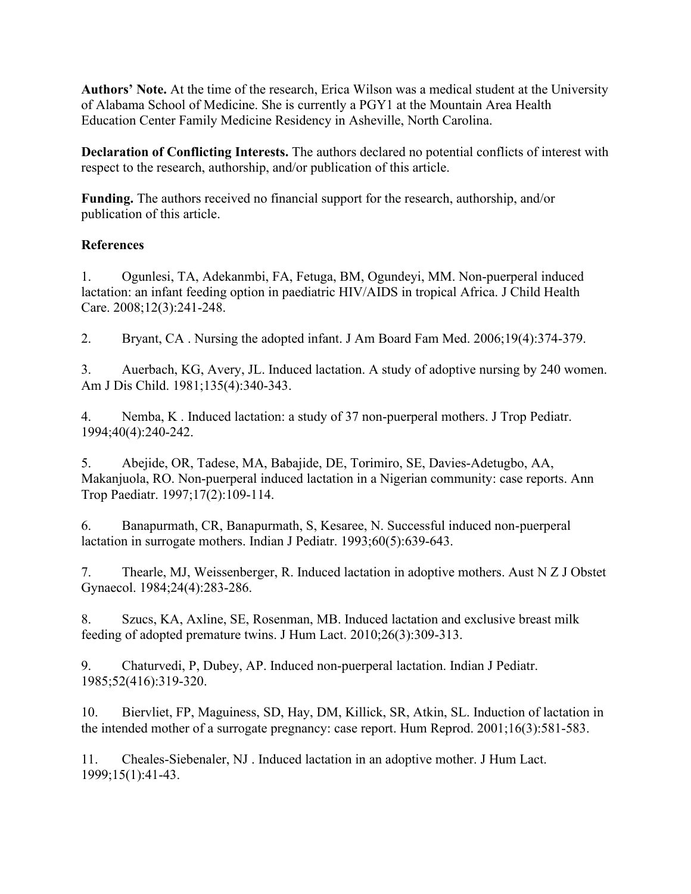**Authors' Note.** At the time of the research, Erica Wilson was a medical student at the University of Alabama School of Medicine. She is currently a PGY1 at the Mountain Area Health Education Center Family Medicine Residency in Asheville, North Carolina.

**Declaration of Conflicting Interests.** The authors declared no potential conflicts of interest with respect to the research, authorship, and/or publication of this article.

**Funding.** The authors received no financial support for the research, authorship, and/or publication of this article.

**References**

1. Ogunlesi, TA, Adekanmbi, FA, Fetuga, BM, Ogundeyi, MM. Non-puerperal induced lactation: an infant feeding option in paediatric HIV/AIDS in tropical Africa. J Child Health Care. 2008;12(3):241-248.

2. Bryant, CA . Nursing the adopted infant. J Am Board Fam Med. 2006;19(4):374-379.

3. Auerbach, KG, Avery, JL. Induced lactation. A study of adoptive nursing by 240 women. Am J Dis Child. 1981;135(4):340-343.

4. Nemba, K . Induced lactation: a study of 37 non-puerperal mothers. J Trop Pediatr. 1994;40(4):240-242.

5. Abejide, OR, Tadese, MA, Babajide, DE, Torimiro, SE, Davies-Adetugbo, AA, Makanjuola, RO. Non-puerperal induced lactation in a Nigerian community: case reports. Ann Trop Paediatr. 1997;17(2):109-114.

6. Banapurmath, CR, Banapurmath, S, Kesaree, N. Successful induced non-puerperal lactation in surrogate mothers. Indian J Pediatr. 1993;60(5):639-643.

7. Thearle, MJ, Weissenberger, R. Induced lactation in adoptive mothers. Aust N Z J Obstet Gynaecol. 1984;24(4):283-286.

8. Szucs, KA, Axline, SE, Rosenman, MB. Induced lactation and exclusive breast milk feeding of adopted premature twins. J Hum Lact. 2010;26(3):309-313.

9. Chaturvedi, P, Dubey, AP. Induced non-puerperal lactation. Indian J Pediatr. 1985;52(416):319-320.

10. Biervliet, FP, Maguiness, SD, Hay, DM, Killick, SR, Atkin, SL. Induction of lactation in the intended mother of a surrogate pregnancy: case report. Hum Reprod. 2001;16(3):581-583.

11. Cheales-Siebenaler, NJ . Induced lactation in an adoptive mother. J Hum Lact. 1999;15(1):41-43.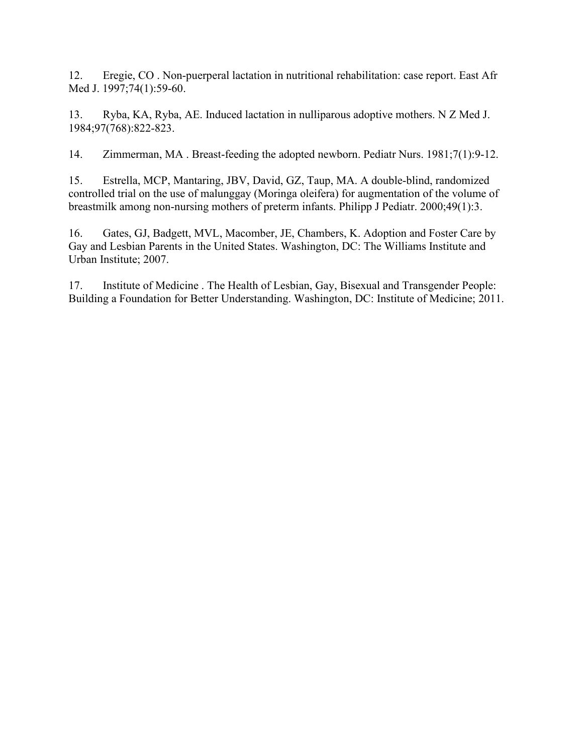12. Eregie, CO . Non-puerperal lactation in nutritional rehabilitation: case report. East Afr Med J. 1997;74(1):59-60.

13. Ryba, KA, Ryba, AE. Induced lactation in nulliparous adoptive mothers. N Z Med J. 1984;97(768):822-823.

14. Zimmerman, MA . Breast-feeding the adopted newborn. Pediatr Nurs. 1981;7(1):9-12.

15. Estrella, MCP, Mantaring, JBV, David, GZ, Taup, MA. A double-blind, randomized controlled trial on the use of malunggay (Moringa oleifera) for augmentation of the volume of breastmilk among non-nursing mothers of preterm infants. Philipp J Pediatr. 2000;49(1):3.

16. Gates, GJ, Badgett, MVL, Macomber, JE, Chambers, K. Adoption and Foster Care by Gay and Lesbian Parents in the United States. Washington, DC: The Williams Institute and Urban Institute; 2007.

17. Institute of Medicine . The Health of Lesbian, Gay, Bisexual and Transgender People: Building a Foundation for Better Understanding. Washington, DC: Institute of Medicine; 2011.